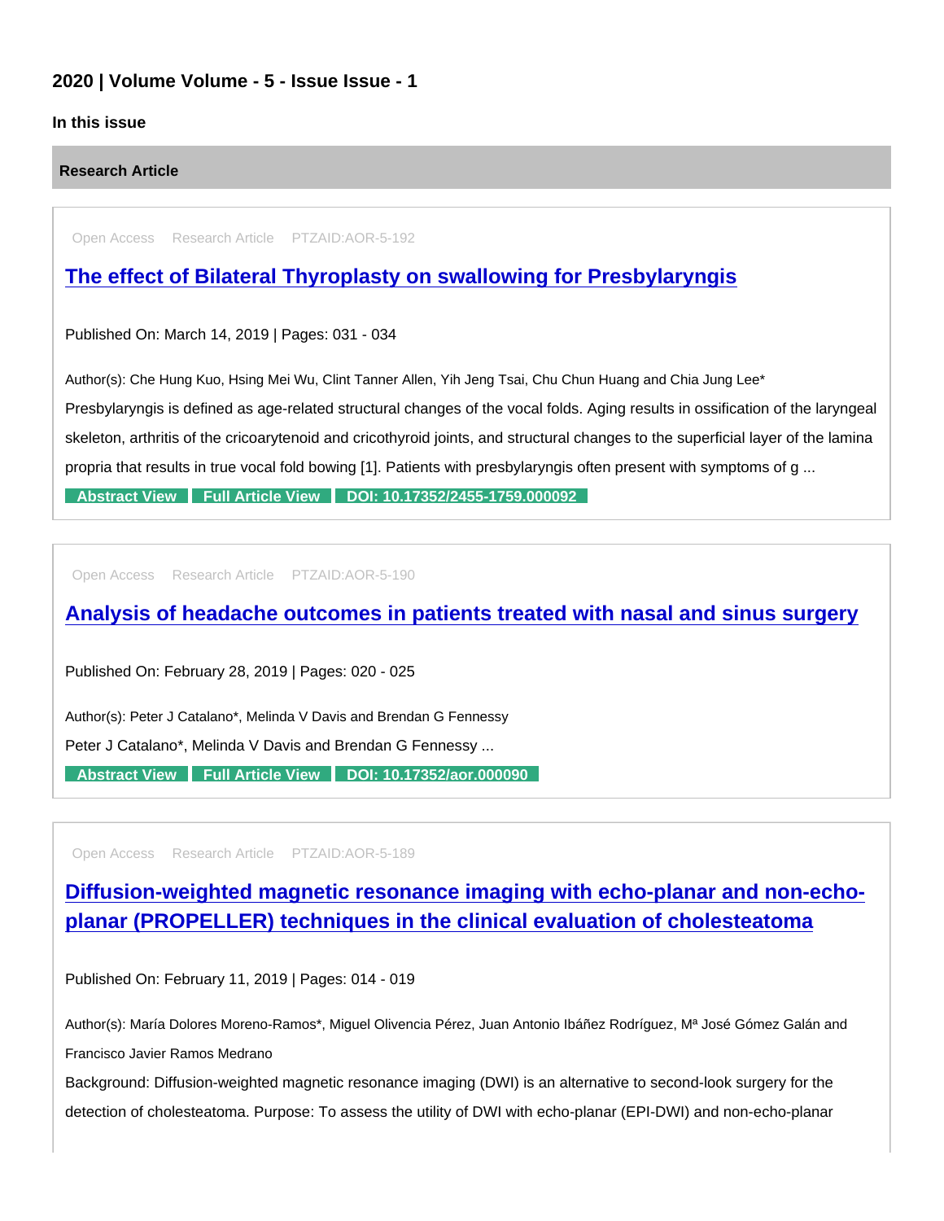## 2020 | Volume Volume - 5 - Issue Issue - 1

**In this issue**

### Research Article

Open Access Research Article PTZAID:AOR-5-192

### [The effect of Bilateral Thyroplasty on swallowing for Presbylaryngis]

Published On: March 14, 2019 | Pages: 031 - 034

Author(s): Che Hung Kuo, Hsing Mei Wu, Clint Tanner Allen, Yih Jeng Tsai, Chu Chun Huang and Chia Jung Lee*

Presbylaryngis is defined as age-related structural changes of the vocal folds. Aging results in ossification of the laryngeal skeleton, arthritis of the cricoarytenoid and cricothyroid joints, and structural changes to the superficial layer of the lamina propria that results in true vocal fold bowing [1]. Patients with presbylaryngis often present with symptoms of g ...

**Abstract View** **Full Article View** **DOI: 10.17352/2455-1759.000092**

Open Access Research Article PTZAID:AOR-5-190

### [Analysis of headache outcomes in patients treated with nasal and sinus surgery]

Published On: February 28, 2019 | Pages: 020 - 025

Author(s): Peter J Catalano*, Melinda V Davis and Brendan G Fennessy

Peter J Catalano*, Melinda V Davis and Brendan G Fennessy ...

**Abstract View** **Full Article View** **DOI: 10.17352/aor.000090**

Open Access Research Article PTZAID:AOR-5-189

### [Diffusion-weighted magnetic resonance imaging with echo-planar and non-echo-planar (PROPELLER) techniques in the clinical evaluation of cholesteatoma]

Published On: February 11, 2019 | Pages: 014 - 019

Author(s): María Dolores Moreno-Ramos*, Miguel Olivencia Pérez, Juan Antonio Ibáñez Rodríguez, Mª José Gómez Galán and Francisco Javier Ramos Medrano

Background: Diffusion-weighted magnetic resonance imaging (DWI) is an alternative to second-look surgery for the detection of cholesteatoma. Purpose: To assess the utility of DWI with echo-planar (EPI-DWI) and non-echo-planar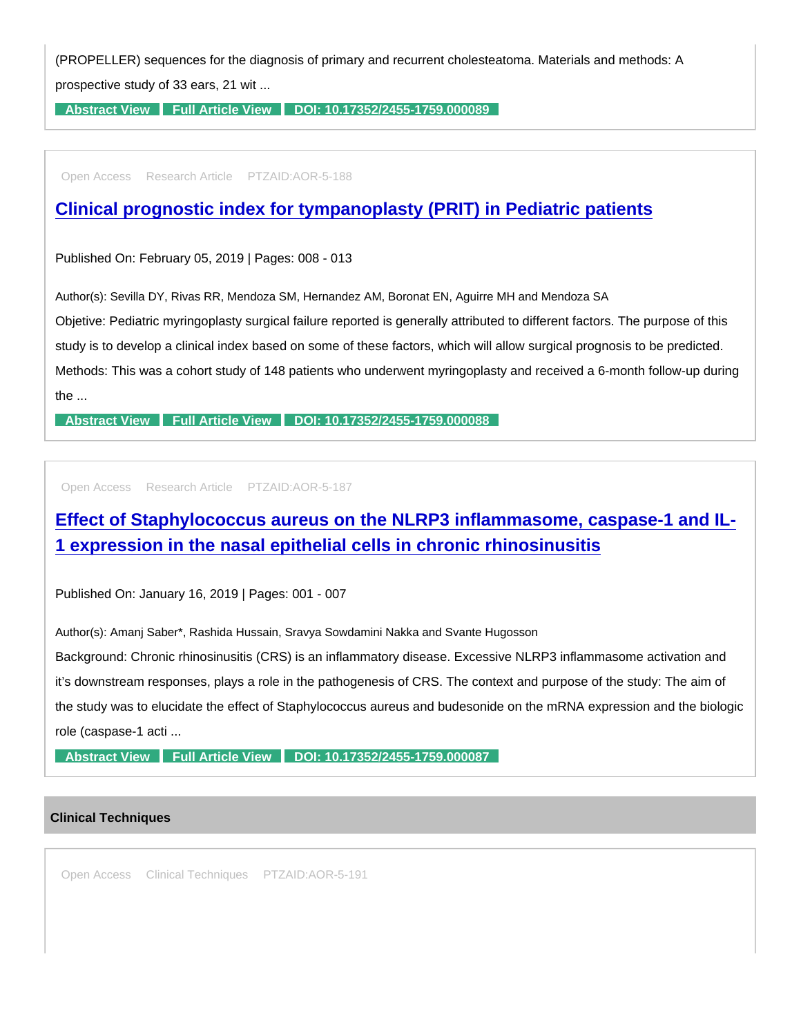(PROPELLER) sequences for the diagnosis of primary and recurrent cholesteatoma. Materials and methods: A prospective study of 33 ears, 21 wit ...

**Abstract View** **Full Article View** **DOI: 10.17352/2455-1759.000089**

---

Open Access Research Article PTZAID:AOR-5-188

## Clinical prognostic index for tympanoplasty (PRIT) in Pediatric patients

Published On: February 05, 2019 | Pages: 008 - 013

Author(s): Sevilla DY, Rivas RR, Mendoza SM, Hernandez AM, Boronat EN, Aguirre MH and Mendoza SA

Objetive: Pediatric myringoplasty surgical failure reported is generally attributed to different factors. The purpose of this study is to develop a clinical index based on some of these factors, which will allow surgical prognosis to be predicted. Methods: This was a cohort study of 148 patients who underwent myringoplasty and received a 6-month follow-up during the ...

**Abstract View** **Full Article View** **DOI: 10.17352/2455-1759.000088**

---

Open Access Research Article PTZAID:AOR-5-187

## Effect of Staphylococcus aureus on the NLRP3 inflammasome, caspase-1 and IL-1 expression in the nasal epithelial cells in chronic rhinosinusitis

Published On: January 16, 2019 | Pages: 001 - 007

Author(s): Amanj Saber*, Rashida Hussain, Sravya Sowdamini Nakka and Svante Hugosson

Background: Chronic rhinosinusitis (CRS) is an inflammatory disease. Excessive NLRP3 inflammasome activation and it's downstream responses, plays a role in the pathogenesis of CRS. The context and purpose of the study: The aim of the study was to elucidate the effect of Staphylococcus aureus and budesonide on the mRNA expression and the biologic role (caspase-1 acti ...

**Abstract View** **Full Article View** **DOI: 10.17352/2455-1759.000087**

---

### Clinical Techniques

Open Access Clinical Techniques PTZAID:AOR-5-191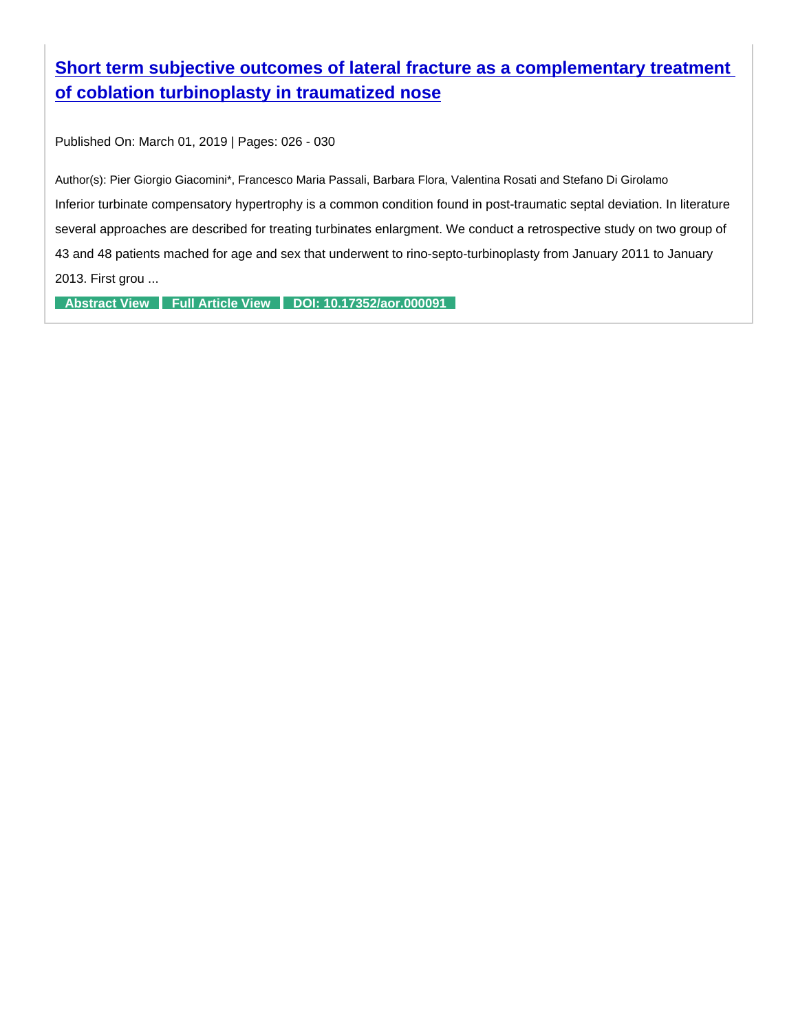## [Short term subjective outcomes of lateral fracture as a complementary treatment of coblation turbinoplasty in traumatized nose]

Published On: March 01, 2019 | Pages: 026 - 030

Author(s): Pier Giorgio Giacomini*, Francesco Maria Passali, Barbara Flora, Valentina Rosati and Stefano Di Girolamo

Inferior turbinate compensatory hypertrophy is a common condition found in post-traumatic septal deviation. In literature several approaches are described for treating turbinates enlargment. We conduct a retrospective study on two group of 43 and 48 patients mached for age and sex that underwent to rino-septo-turbinoplasty from January 2011 to January 2013. First grou ...

**Abstract View** **Full Article View** **DOI: 10.17352/aor.000091**